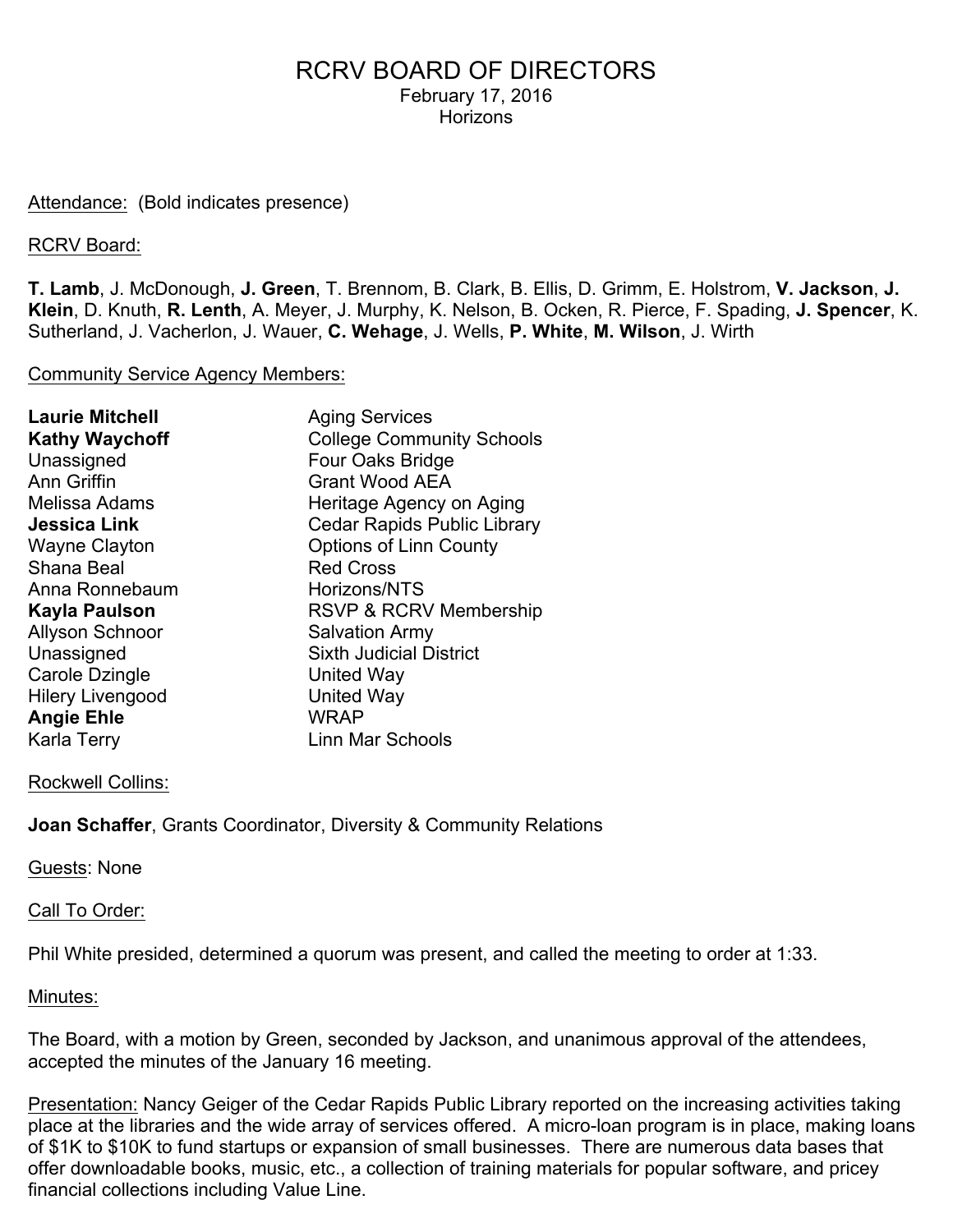# RCRV BOARD OF DIRECTORS

February 17, 2016
Horizons

Attendance: (Bold indicates presence)

RCRV Board:

**T. Lamb**, J. McDonough, **J. Green**, T. Brennom, B. Clark, B. Ellis, D. Grimm, E. Holstrom, **V. Jackson**, **J. Klein**, D. Knuth, **R. Lenth**, A. Meyer, J. Murphy, K. Nelson, B. Ocken, R. Pierce, F. Spading, **J. Spencer**, K. Sutherland, J. Vacherlon, J. Wauer, **C. Wehage**, J. Wells, **P. White**, **M. Wilson**, J. Wirth

Community Service Agency Members:

| | |
|---|---|
| **Laurie Mitchell** | Aging Services |
| **Kathy Waychoff** | College Community Schools |
| Unassigned | Four Oaks Bridge |
| Ann Griffin | Grant Wood AEA |
| Melissa Adams | Heritage Agency on Aging |
| **Jessica Link** | Cedar Rapids Public Library |
| Wayne Clayton | Options of Linn County |
| Shana Beal | Red Cross |
| Anna Ronnebaum | Horizons/NTS |
| **Kayla Paulson** | RSVP & RCRV Membership |
| Allyson Schnoor | Salvation Army |
| Unassigned | Sixth Judicial District |
| Carole Dzingle | United Way |
| Hilery Livengood | United Way |
| **Angie Ehle** | WRAP |
| Karla Terry | Linn Mar Schools |

Rockwell Collins:

**Joan Schaffer**, Grants Coordinator, Diversity & Community Relations

Guests: None

Call To Order:

Phil White presided, determined a quorum was present, and called the meeting to order at 1:33.

Minutes:

The Board, with a motion by Green, seconded by Jackson, and unanimous approval of the attendees, accepted the minutes of the January 16 meeting.

Presentation: Nancy Geiger of the Cedar Rapids Public Library reported on the increasing activities taking place at the libraries and the wide array of services offered. A micro-loan program is in place, making loans of $1K to $10K to fund startups or expansion of small businesses. There are numerous data bases that offer downloadable books, music, etc., a collection of training materials for popular software, and pricey financial collections including Value Line.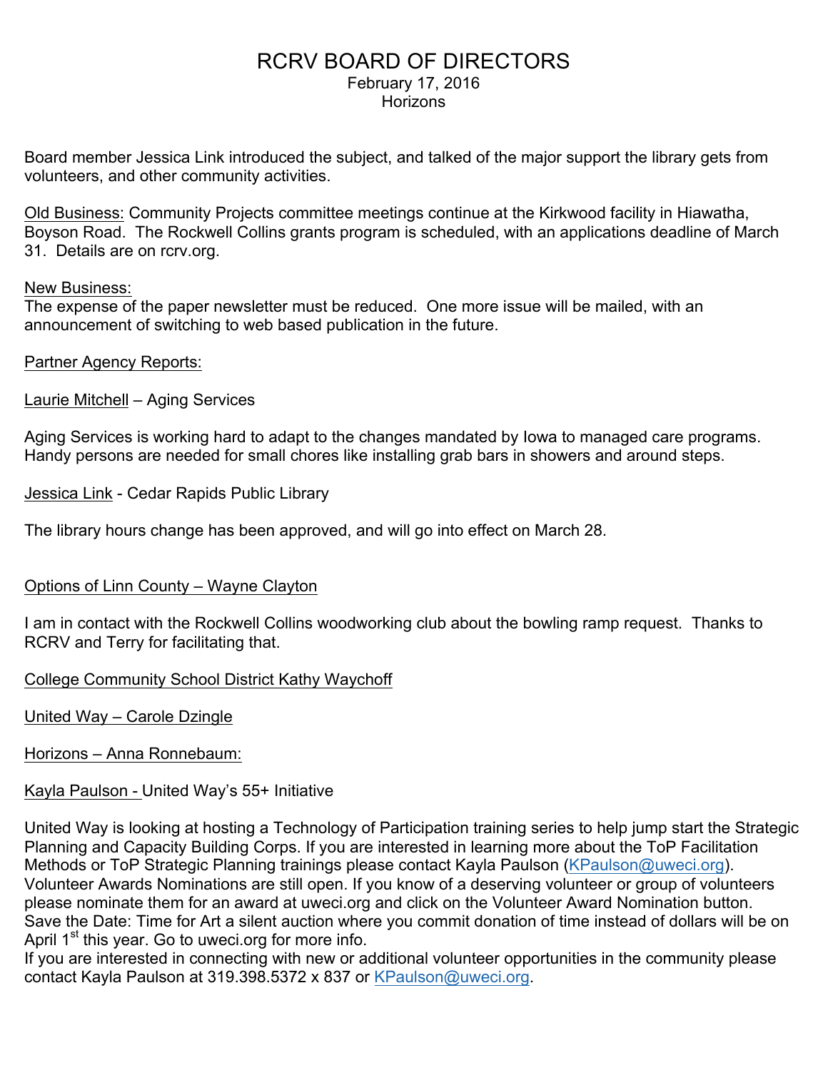# RCRV BOARD OF DIRECTORS

February 17, 2016
Horizons

Board member Jessica Link introduced the subject, and talked of the major support the library gets from volunteers, and other community activities.

Old Business: Community Projects committee meetings continue at the Kirkwood facility in Hiawatha, Boyson Road. The Rockwell Collins grants program is scheduled, with an applications deadline of March 31. Details are on rcrv.org.

New Business:
The expense of the paper newsletter must be reduced. One more issue will be mailed, with an announcement of switching to web based publication in the future.

Partner Agency Reports:

Laurie Mitchell – Aging Services

Aging Services is working hard to adapt to the changes mandated by Iowa to managed care programs. Handy persons are needed for small chores like installing grab bars in showers and around steps.

Jessica Link - Cedar Rapids Public Library

The library hours change has been approved, and will go into effect on March 28.

Options of Linn County – Wayne Clayton

I am in contact with the Rockwell Collins woodworking club about the bowling ramp request. Thanks to RCRV and Terry for facilitating that.

College Community School District Kathy Waychoff

United Way – Carole Dzingle

Horizons – Anna Ronnebaum:

Kayla Paulson - United Way's 55+ Initiative

United Way is looking at hosting a Technology of Participation training series to help jump start the Strategic Planning and Capacity Building Corps. If you are interested in learning more about the ToP Facilitation Methods or ToP Strategic Planning trainings please contact Kayla Paulson (KPaulson@uweci.org).
Volunteer Awards Nominations are still open. If you know of a deserving volunteer or group of volunteers please nominate them for an award at uweci.org and click on the Volunteer Award Nomination button.
Save the Date: Time for Art a silent auction where you commit donation of time instead of dollars will be on April 1st this year. Go to uweci.org for more info.
If you are interested in connecting with new or additional volunteer opportunities in the community please contact Kayla Paulson at 319.398.5372 x 837 or KPaulson@uweci.org.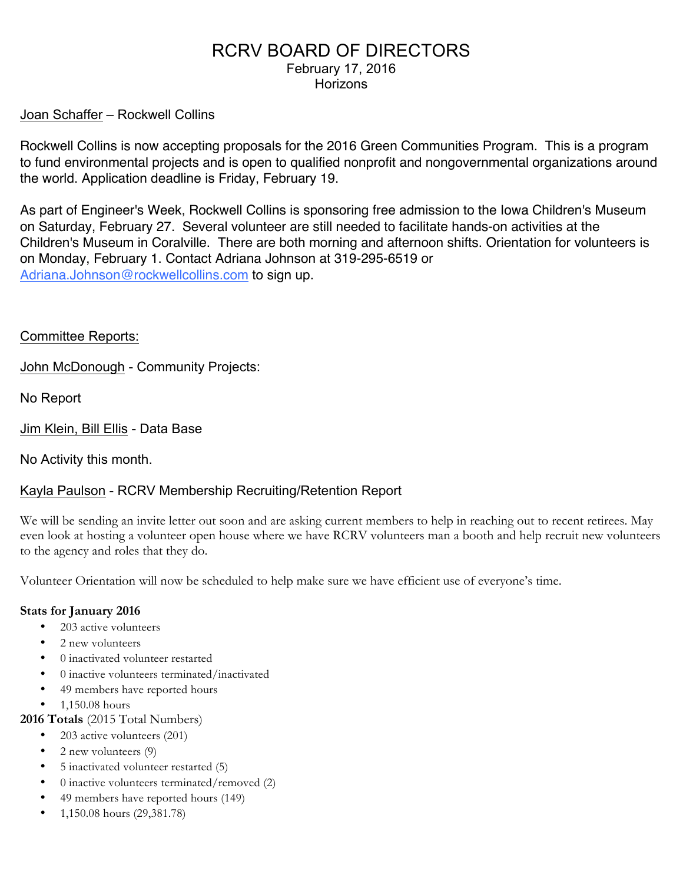# RCRV BOARD OF DIRECTORS

February 17, 2016
Horizons

Joan Schaffer – Rockwell Collins

Rockwell Collins is now accepting proposals for the 2016 Green Communities Program. This is a program to fund environmental projects and is open to qualified nonprofit and nongovernmental organizations around the world. Application deadline is Friday, February 19.

As part of Engineer's Week, Rockwell Collins is sponsoring free admission to the Iowa Children's Museum on Saturday, February 27. Several volunteer are still needed to facilitate hands-on activities at the Children's Museum in Coralville. There are both morning and afternoon shifts. Orientation for volunteers is on Monday, February 1. Contact Adriana Johnson at 319-295-6519 or Adriana.Johnson@rockwellcollins.com to sign up.

Committee Reports:

John McDonough - Community Projects:

No Report

Jim Klein, Bill Ellis - Data Base

No Activity this month.

Kayla Paulson - RCRV Membership Recruiting/Retention Report

We will be sending an invite letter out soon and are asking current members to help in reaching out to recent retirees. May even look at hosting a volunteer open house where we have RCRV volunteers man a booth and help recruit new volunteers to the agency and roles that they do.

Volunteer Orientation will now be scheduled to help make sure we have efficient use of everyone's time.

**Stats for January 2016**

- 203 active volunteers
- 2 new volunteers
- 0 inactivated volunteer restarted
- 0 inactive volunteers terminated/inactivated
- 49 members have reported hours
- 1,150.08 hours

**2016 Totals** (2015 Total Numbers)

- 203 active volunteers (201)
- 2 new volunteers (9)
- 5 inactivated volunteer restarted (5)
- 0 inactive volunteers terminated/removed (2)
- 49 members have reported hours (149)
- 1,150.08 hours (29,381.78)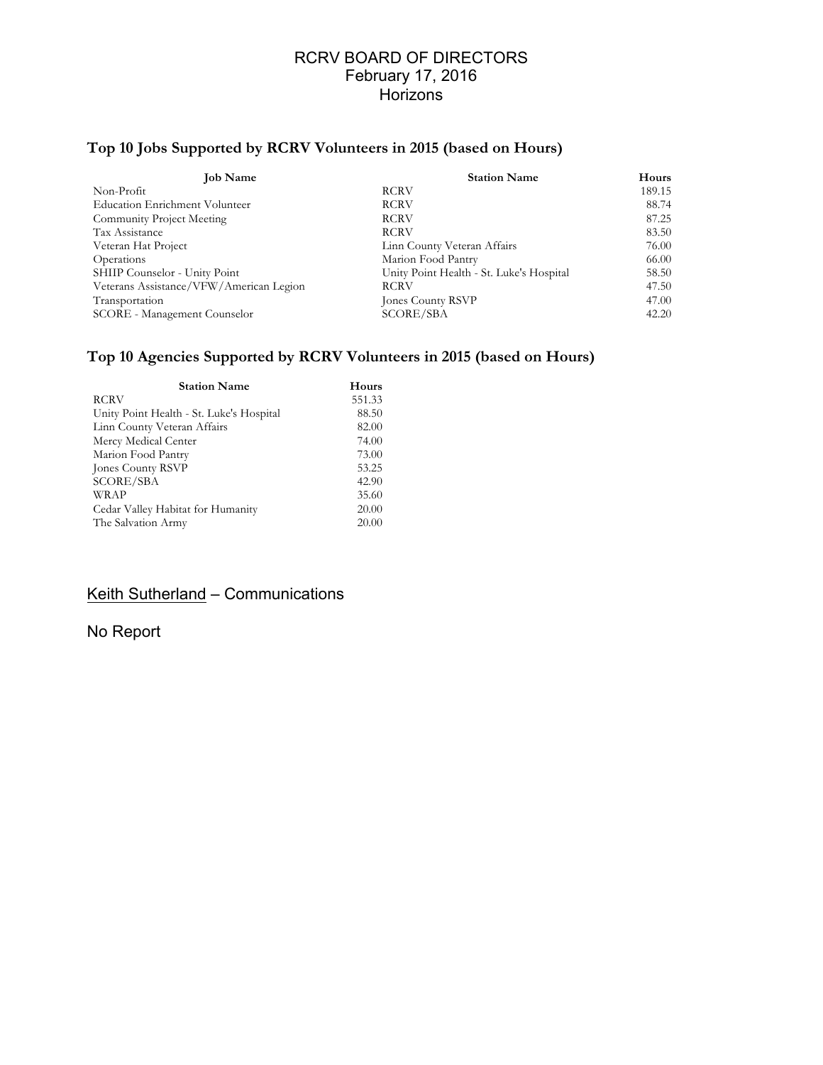# RCRV BOARD OF DIRECTORS
## February 17, 2016
## Horizons

### Top 10 Jobs Supported by RCRV Volunteers in 2015 (based on Hours)

| Job Name | Station Name | Hours |
|---|---|---|
| Non-Profit | RCRV | 189.15 |
| Education Enrichment Volunteer | RCRV | 88.74 |
| Community Project Meeting | RCRV | 87.25 |
| Tax Assistance | RCRV | 83.50 |
| Veteran Hat Project | Linn County Veteran Affairs | 76.00 |
| Operations | Marion Food Pantry | 66.00 |
| SHIIP Counselor - Unity Point | Unity Point Health - St. Luke's Hospital | 58.50 |
| Veterans Assistance/VFW/American Legion | RCRV | 47.50 |
| Transportation | Jones County RSVP | 47.00 |
| SCORE - Management Counselor | SCORE/SBA | 42.20 |

### Top 10 Agencies Supported by RCRV Volunteers in 2015 (based on Hours)

| Station Name | Hours |
|---|---|
| RCRV | 551.33 |
| Unity Point Health - St. Luke's Hospital | 88.50 |
| Linn County Veteran Affairs | 82.00 |
| Mercy Medical Center | 74.00 |
| Marion Food Pantry | 73.00 |
| Jones County RSVP | 53.25 |
| SCORE/SBA | 42.90 |
| WRAP | 35.60 |
| Cedar Valley Habitat for Humanity | 20.00 |
| The Salvation Army | 20.00 |

## Keith Sutherland – Communications

No Report